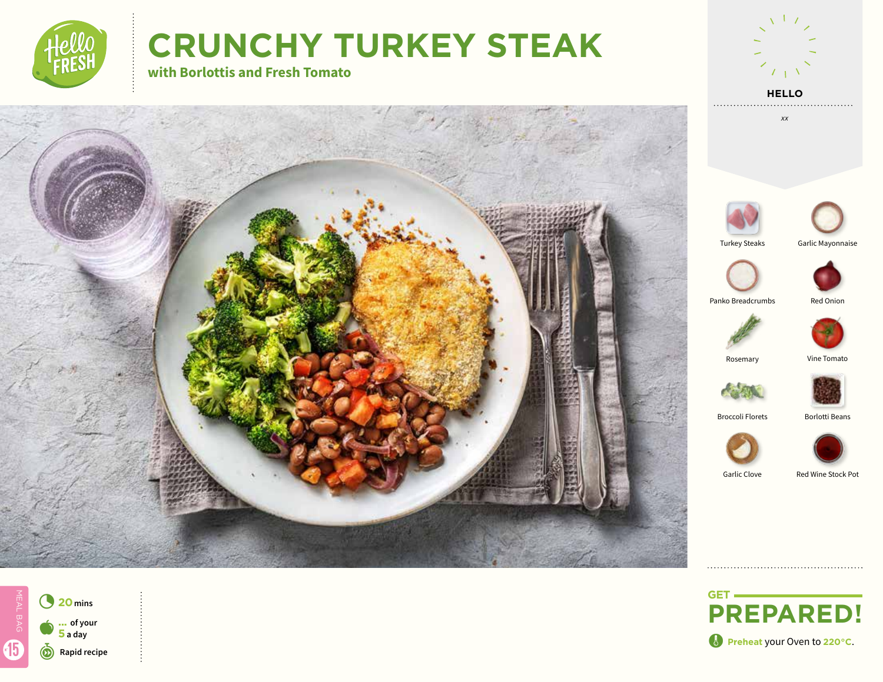# CRUNCHY TURKEY STEAK

## with Borlottis and Fresh Tomato

**HELLO**

*xx*

- Turkey Steaks
- Garlic Mayonnaise
- Panko Breadcrumbs
- Red Onion
- Rosemary
- Vine Tomato
- Broccoli Florets
- Borlotti Beans
- Garlic Clove
- Red Wine Stock Pot

MEAL BAG 15

**20** mins

**...** of your **5** a day

**Rapid recipe**

## GET PREPARED!

**Preheat** your Oven to **220°C**.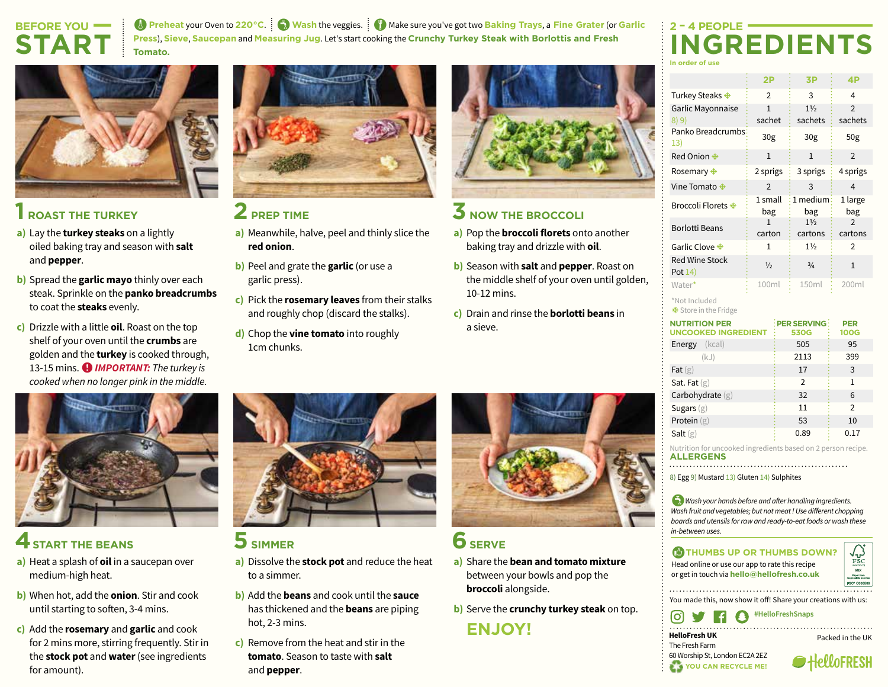# BEFORE YOU START

**Preheat** your Oven to **220°C**. | **Wash** the veggies. | Make sure you've got two **Baking Trays**, a **Fine Grater** (or **Garlic Press**), **Sieve**, **Saucepan** and **Measuring Jug**. Let's start cooking the **Crunchy Turkey Steak with Borlottis and Fresh Tomato.**

## 1 ROAST THE TURKEY

a) Lay the **turkey steaks** on a lightly oiled baking tray and season with **salt** and **pepper**.

b) Spread the **garlic mayo** thinly over each steak. Sprinkle on the **panko breadcrumbs** to coat the **steaks** evenly.

c) Drizzle with a little **oil**. Roast on the top shelf of your oven until the **crumbs** are golden and the **turkey** is cooked through, 13-15 mins. ***IMPORTANT:*** *The turkey is cooked when no longer pink in the middle.*

## 2 PREP TIME

a) Meanwhile, halve, peel and thinly slice the **red onion**.

b) Peel and grate the **garlic** (or use a garlic press).

c) Pick the **rosemary leaves** from their stalks and roughly chop (discard the stalks).

d) Chop the **vine tomato** into roughly 1cm chunks.

## 3 NOW THE BROCCOLI

a) Pop the **broccoli florets** onto another baking tray and drizzle with **oil**.

b) Season with **salt** and **pepper**. Roast on the middle shelf of your oven until golden, 10-12 mins.

c) Drain and rinse the **borlotti beans** in a sieve.

## 4 START THE BEANS

a) Heat a splash of **oil** in a saucepan over medium-high heat.

b) When hot, add the **onion**. Stir and cook until starting to soften, 3-4 mins.

c) Add the **rosemary** and **garlic** and cook for 2 mins more, stirring frequently. Stir in the **stock pot** and **water** (see ingredients for amount).

## 5 SIMMER

a) Dissolve the **stock pot** and reduce the heat to a simmer.

b) Add the **beans** and cook until the **sauce** has thickened and the **beans** are piping hot, 2-3 mins.

c) Remove from the heat and stir in the **tomato**. Season to taste with **salt** and **pepper**.

## 6 SERVE

a) Share the **bean and tomato mixture** between your bowls and pop the **broccoli** alongside.

b) Serve the **crunchy turkey steak** on top.

**ENJOY!**

# 2 - 4 PEOPLE INGREDIENTS

In order of use

| | 2P | 3P | 4P |
|---|---|---|---|
| Turkey Steaks ✽ | 2 | 3 | 4 |
| Garlic Mayonnaise 8) 9) | 1 sachet | 1½ sachets | 2 sachets |
| Panko Breadcrumbs 13) | 30g | 30g | 50g |
| Red Onion ✽ | 1 | 1 | 2 |
| Rosemary ✽ | 2 sprigs | 3 sprigs | 4 sprigs |
| Vine Tomato ✽ | 2 | 3 | 4 |
| Broccoli Florets ✽ | 1 small bag | 1 medium bag | 1 large bag |
| Borlotti Beans | 1 carton | 1½ cartons | 2 cartons |
| Garlic Clove ✽ | 1 | 1½ | 2 |
| Red Wine Stock Pot 14) | ½ | ¾ | 1 |
| Water* | 100ml | 150ml | 200ml |

*Not Included
✽ Store in the Fridge

| NUTRITION PER UNCOOKED INGREDIENT | PER SERVING 530G | PER 100G |
|---|---|---|
| Energy (kcal) | 505 | 95 |
| (kJ) | 2113 | 399 |
| Fat (g) | 17 | 3 |
| Sat. Fat (g) | 2 | 1 |
| Carbohydrate (g) | 32 | 6 |
| Sugars (g) | 11 | 2 |
| Protein (g) | 53 | 10 |
| Salt (g) | 0.89 | 0.17 |

Nutrition for uncooked ingredients based on 2 person recipe.

## ALLERGENS

8) Egg 9) Mustard 13) Gluten 14) Sulphites

*Wash your hands before and after handling ingredients. Wash fruit and vegetables; but not meat ! Use different chopping boards and utensils for raw and ready-to-eat foods or wash these in-between uses.*

## THUMBS UP OR THUMBS DOWN?

Head online or use our app to rate this recipe or get in touch via **hello@hellofresh.co.uk**

You made this, now show it off! Share your creations with us: #HelloFreshSnaps

**HelloFresh UK**
The Fresh Farm
60 Worship St, London EC2A 2EZ

Packed in the UK

YOU CAN RECYCLE ME!